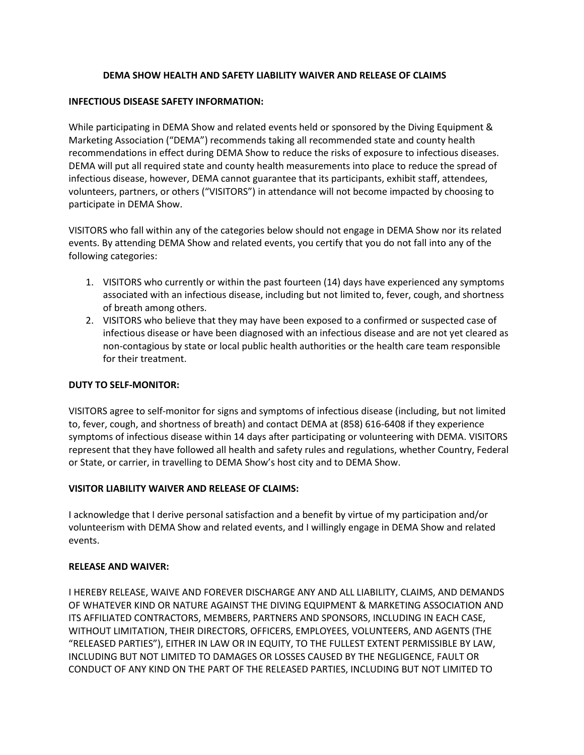# DEMA SHOW HEALTH AND SAFETY LIABILITY WAIVER AND RELEASE OF CLAIMS

## INFECTIOUS DISEASE SAFETY INFORMATION:

While participating in DEMA Show and related events held or sponsored by the Diving Equipment & Marketing Association ("DEMA") recommends taking all recommended state and county health recommendations in effect during DEMA Show to reduce the risks of exposure to infectious diseases. DEMA will put all required state and county health measurements into place to reduce the spread of infectious disease, however, DEMA cannot guarantee that its participants, exhibit staff, attendees, volunteers, partners, or others ("VISITORS") in attendance will not become impacted by choosing to participate in DEMA Show.

VISITORS who fall within any of the categories below should not engage in DEMA Show nor its related events. By attending DEMA Show and related events, you certify that you do not fall into any of the following categories:

1. VISITORS who currently or within the past fourteen (14) days have experienced any symptoms associated with an infectious disease, including but not limited to, fever, cough, and shortness of breath among others.
2. VISITORS who believe that they may have been exposed to a confirmed or suspected case of infectious disease or have been diagnosed with an infectious disease and are not yet cleared as non-contagious by state or local public health authorities or the health care team responsible for their treatment.

## DUTY TO SELF-MONITOR:

VISITORS agree to self-monitor for signs and symptoms of infectious disease (including, but not limited to, fever, cough, and shortness of breath) and contact DEMA at (858) 616-6408 if they experience symptoms of infectious disease within 14 days after participating or volunteering with DEMA. VISITORS represent that they have followed all health and safety rules and regulations, whether Country, Federal or State, or carrier, in travelling to DEMA Show's host city and to DEMA Show.

## VISITOR LIABILITY WAIVER AND RELEASE OF CLAIMS:

I acknowledge that I derive personal satisfaction and a benefit by virtue of my participation and/or volunteerism with DEMA Show and related events, and I willingly engage in DEMA Show and related events.

## RELEASE AND WAIVER:

I HEREBY RELEASE, WAIVE AND FOREVER DISCHARGE ANY AND ALL LIABILITY, CLAIMS, AND DEMANDS OF WHATEVER KIND OR NATURE AGAINST THE DIVING EQUIPMENT & MARKETING ASSOCIATION AND ITS AFFILIATED CONTRACTORS, MEMBERS, PARTNERS AND SPONSORS, INCLUDING IN EACH CASE, WITHOUT LIMITATION, THEIR DIRECTORS, OFFICERS, EMPLOYEES, VOLUNTEERS, AND AGENTS (THE "RELEASED PARTIES"), EITHER IN LAW OR IN EQUITY, TO THE FULLEST EXTENT PERMISSIBLE BY LAW, INCLUDING BUT NOT LIMITED TO DAMAGES OR LOSSES CAUSED BY THE NEGLIGENCE, FAULT OR CONDUCT OF ANY KIND ON THE PART OF THE RELEASED PARTIES, INCLUDING BUT NOT LIMITED TO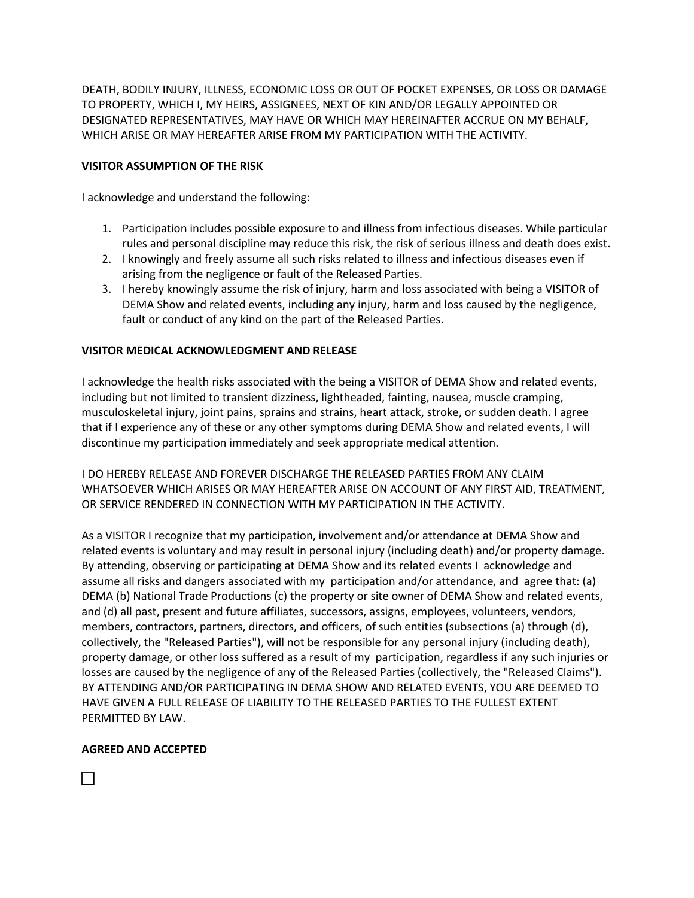DEATH, BODILY INJURY, ILLNESS, ECONOMIC LOSS OR OUT OF POCKET EXPENSES, OR LOSS OR DAMAGE TO PROPERTY, WHICH I, MY HEIRS, ASSIGNEES, NEXT OF KIN AND/OR LEGALLY APPOINTED OR DESIGNATED REPRESENTATIVES, MAY HAVE OR WHICH MAY HEREINAFTER ACCRUE ON MY BEHALF, WHICH ARISE OR MAY HEREAFTER ARISE FROM MY PARTICIPATION WITH THE ACTIVITY.

**VISITOR ASSUMPTION OF THE RISK**

I acknowledge and understand the following:

1. Participation includes possible exposure to and illness from infectious diseases. While particular rules and personal discipline may reduce this risk, the risk of serious illness and death does exist.
2. I knowingly and freely assume all such risks related to illness and infectious diseases even if arising from the negligence or fault of the Released Parties.
3. I hereby knowingly assume the risk of injury, harm and loss associated with being a VISITOR of DEMA Show and related events, including any injury, harm and loss caused by the negligence, fault or conduct of any kind on the part of the Released Parties.

**VISITOR MEDICAL ACKNOWLEDGMENT AND RELEASE**

I acknowledge the health risks associated with the being a VISITOR of DEMA Show and related events, including but not limited to transient dizziness, lightheaded, fainting, nausea, muscle cramping, musculoskeletal injury, joint pains, sprains and strains, heart attack, stroke, or sudden death. I agree that if I experience any of these or any other symptoms during DEMA Show and related events, I will discontinue my participation immediately and seek appropriate medical attention.

I DO HEREBY RELEASE AND FOREVER DISCHARGE THE RELEASED PARTIES FROM ANY CLAIM WHATSOEVER WHICH ARISES OR MAY HEREAFTER ARISE ON ACCOUNT OF ANY FIRST AID, TREATMENT, OR SERVICE RENDERED IN CONNECTION WITH MY PARTICIPATION IN THE ACTIVITY.

As a VISITOR I recognize that my participation, involvement and/or attendance at DEMA Show and related events is voluntary and may result in personal injury (including death) and/or property damage. By attending, observing or participating at DEMA Show and its related events I acknowledge and assume all risks and dangers associated with my participation and/or attendance, and agree that: (a) DEMA (b) National Trade Productions (c) the property or site owner of DEMA Show and related events, and (d) all past, present and future affiliates, successors, assigns, employees, volunteers, vendors, members, contractors, partners, directors, and officers, of such entities (subsections (a) through (d), collectively, the "Released Parties"), will not be responsible for any personal injury (including death), property damage, or other loss suffered as a result of my participation, regardless if any such injuries or losses are caused by the negligence of any of the Released Parties (collectively, the "Released Claims"). BY ATTENDING AND/OR PARTICIPATING IN DEMA SHOW AND RELATED EVENTS, YOU ARE DEEMED TO HAVE GIVEN A FULL RELEASE OF LIABILITY TO THE RELEASED PARTIES TO THE FULLEST EXTENT PERMITTED BY LAW.

**AGREED AND ACCEPTED**

☐